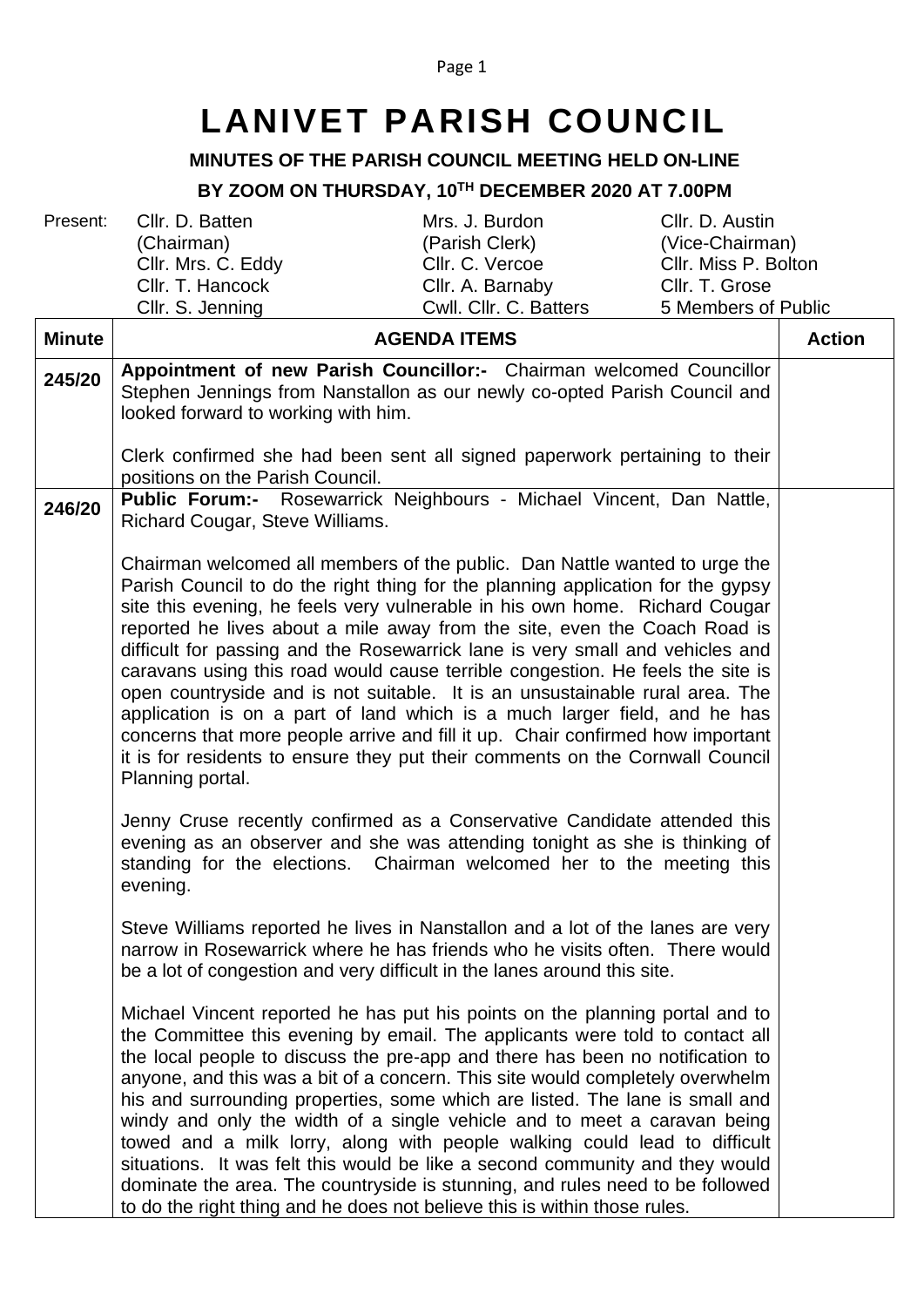# LANIVET PARISH COUNCIL

**MINUTES OF THE PARISH COUNCIL MEETING HELD ON-LINE**

**BY ZOOM ON THURSDAY, 10TH DECEMBER 2020 AT 7.00PM**

| Present: | | | |
|---|---|---|---|
| | Cllr. D. Batten (Chairman) | Mrs. J. Burdon (Parish Clerk) | Cllr. D. Austin (Vice-Chairman) |
| | Cllr. Mrs. C. Eddy | Cllr. C. Vercoe | Cllr. Miss P. Bolton |
| | Cllr. T. Hancock | Cllr. A. Barnaby | Cllr. T. Grose |
| | Cllr. S. Jenning | Cwll. Cllr. C. Batters | 5 Members of Public |

| Minute | AGENDA ITEMS | Action |
|---|---|---|
| 245/20 | **Appointment of new Parish Councillor:-** Chairman welcomed Councillor Stephen Jennings from Nanstallon as our newly co-opted Parish Council and looked forward to working with him.<br><br>Clerk confirmed she had been sent all signed paperwork pertaining to their positions on the Parish Council. | |
| 246/20 | **Public Forum:-** Rosewarrick Neighbours - Michael Vincent, Dan Nattle, Richard Cougar, Steve Williams.<br><br>Chairman welcomed all members of the public. Dan Nattle wanted to urge the Parish Council to do the right thing for the planning application for the gypsy site this evening, he feels very vulnerable in his own home. Richard Cougar reported he lives about a mile away from the site, even the Coach Road is difficult for passing and the Rosewarrick lane is very small and vehicles and caravans using this road would cause terrible congestion. He feels the site is open countryside and is not suitable. It is an unsustainable rural area. The application is on a part of land which is a much larger field, and he has concerns that more people arrive and fill it up. Chair confirmed how important it is for residents to ensure they put their comments on the Cornwall Council Planning portal.<br><br>Jenny Cruse recently confirmed as a Conservative Candidate attended this evening as an observer and she was attending tonight as she is thinking of standing for the elections. Chairman welcomed her to the meeting this evening.<br><br>Steve Williams reported he lives in Nanstallon and a lot of the lanes are very narrow in Rosewarrick where he has friends who he visits often. There would be a lot of congestion and very difficult in the lanes around this site.<br><br>Michael Vincent reported he has put his points on the planning portal and to the Committee this evening by email. The applicants were told to contact all the local people to discuss the pre-app and there has been no notification to anyone, and this was a bit of a concern. This site would completely overwhelm his and surrounding properties, some which are listed. The lane is small and windy and only the width of a single vehicle and to meet a caravan being towed and a milk lorry, along with people walking could lead to difficult situations. It was felt this would be like a second community and they would dominate the area. The countryside is stunning, and rules need to be followed to do the right thing and he does not believe this is within those rules. | |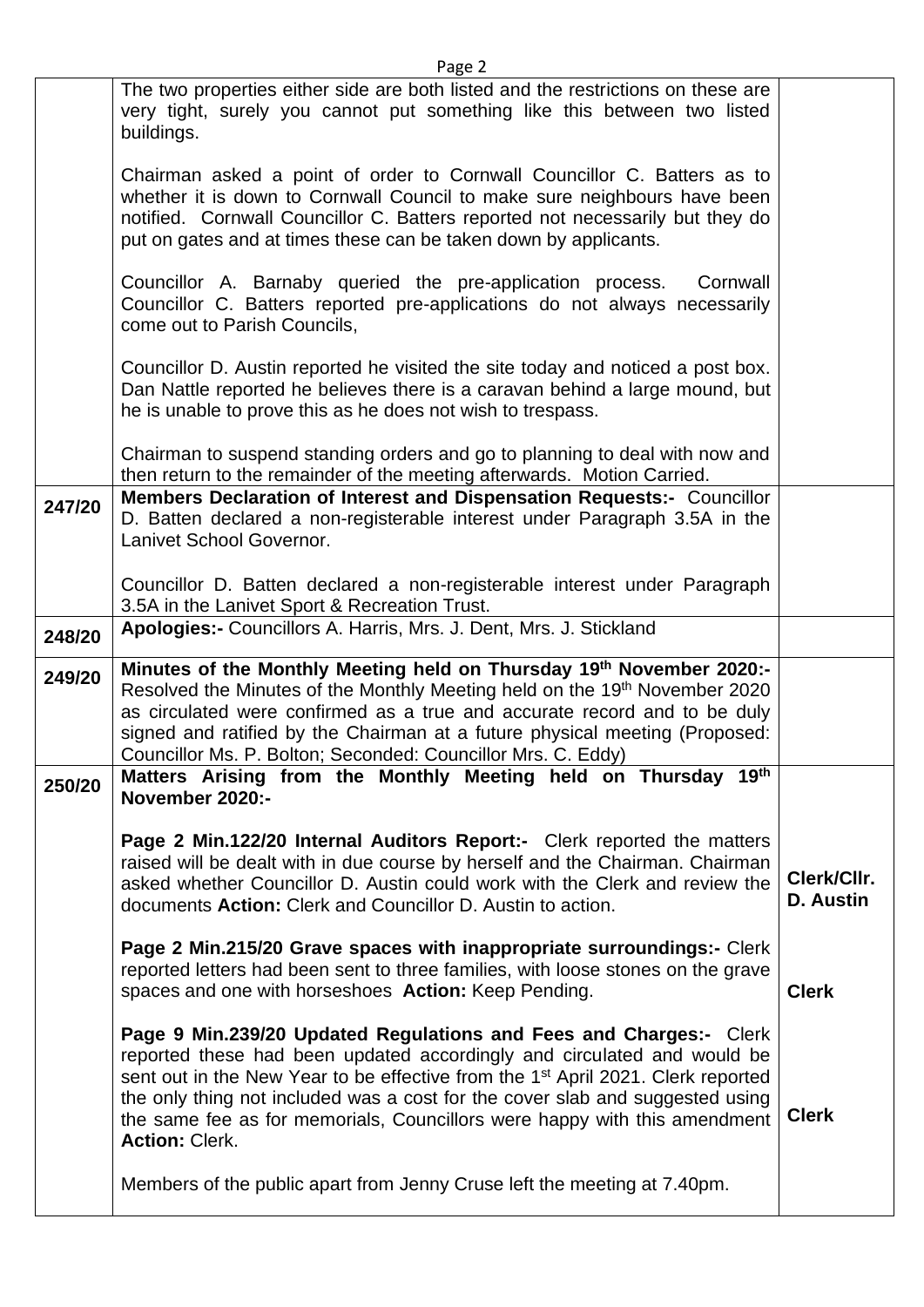| | | |
|---|---|---|
| | The two properties either side are both listed and the restrictions on these are very tight, surely you cannot put something like this between two listed buildings.<br><br>Chairman asked a point of order to Cornwall Councillor C. Batters as to whether it is down to Cornwall Council to make sure neighbours have been notified. Cornwall Councillor C. Batters reported not necessarily but they do put on gates and at times these can be taken down by applicants.<br><br>Councillor A. Barnaby queried the pre-application process. Cornwall Councillor C. Batters reported pre-applications do not always necessarily come out to Parish Councils,<br><br>Councillor D. Austin reported he visited the site today and noticed a post box. Dan Nattle reported he believes there is a caravan behind a large mound, but he is unable to prove this as he does not wish to trespass.<br><br>Chairman to suspend standing orders and go to planning to deal with now and then return to the remainder of the meeting afterwards. Motion Carried. | |
| **247/20** | **Members Declaration of Interest and Dispensation Requests:-** Councillor D. Batten declared a non-registerable interest under Paragraph 3.5A in the Lanivet School Governor.<br><br>Councillor D. Batten declared a non-registerable interest under Paragraph 3.5A in the Lanivet Sport & Recreation Trust. | |
| **248/20** | **Apologies:-** Councillors A. Harris, Mrs. J. Dent, Mrs. J. Stickland | |
| **249/20** | **Minutes of the Monthly Meeting held on Thursday 19th November 2020:-** Resolved the Minutes of the Monthly Meeting held on the 19th November 2020 as circulated were confirmed as a true and accurate record and to be duly signed and ratified by the Chairman at a future physical meeting (Proposed: Councillor Ms. P. Bolton; Seconded: Councillor Mrs. C. Eddy) | |
| **250/20** | **Matters Arising from the Monthly Meeting held on Thursday 19th November 2020:-**<br><br>**Page 2 Min.122/20 Internal Auditors Report:-** Clerk reported the matters raised will be dealt with in due course by herself and the Chairman. Chairman asked whether Councillor D. Austin could work with the Clerk and review the documents **Action:** Clerk and Councillor D. Austin to action.<br><br>**Page 2 Min.215/20 Grave spaces with inappropriate surroundings:-** Clerk reported letters had been sent to three families, with loose stones on the grave spaces and one with horseshoes **Action:** Keep Pending.<br><br>**Page 9 Min.239/20 Updated Regulations and Fees and Charges:-** Clerk reported these had been updated accordingly and circulated and would be sent out in the New Year to be effective from the 1st April 2021. Clerk reported the only thing not included was a cost for the cover slab and suggested using the same fee as for memorials, Councillors were happy with this amendment **Action:** Clerk.<br><br>Members of the public apart from Jenny Cruse left the meeting at 7.40pm. | **Clerk/Cllr. D. Austin**<br><br>**Clerk**<br><br>**Clerk** |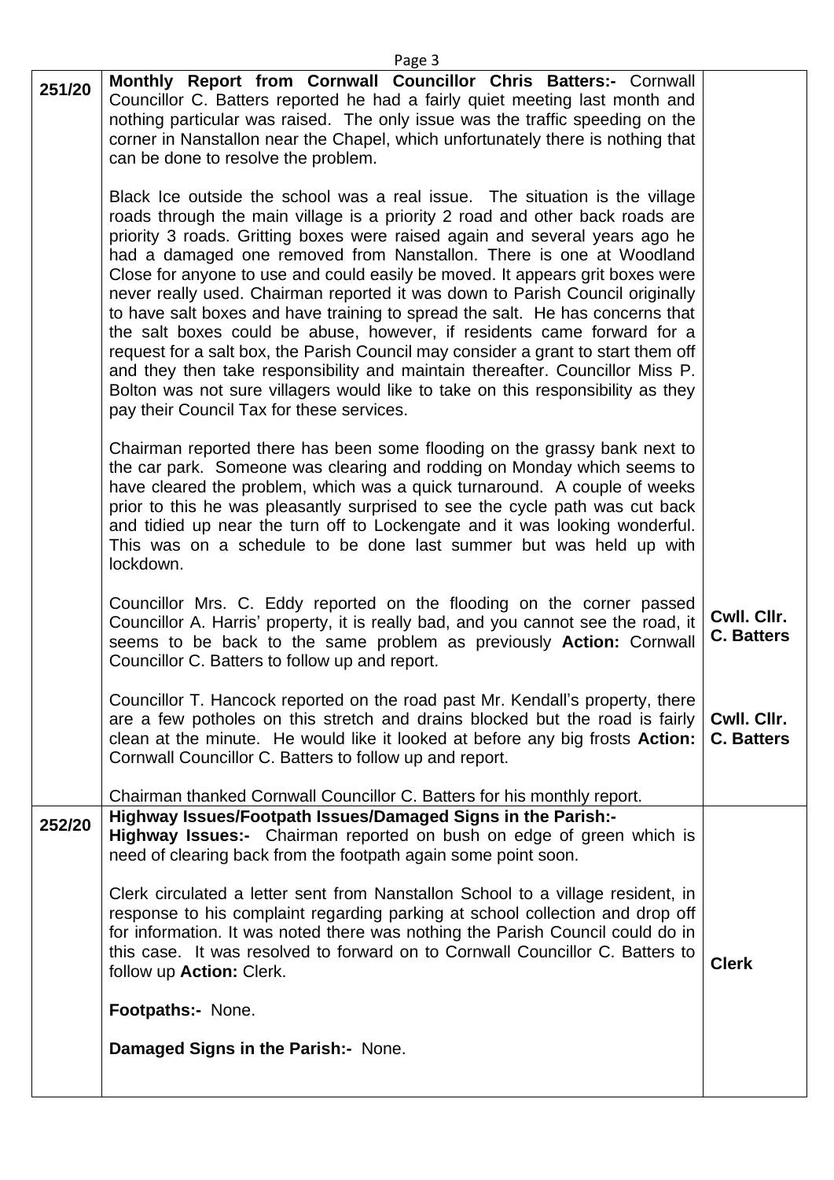| | | |
|---|---|---|
| 251/20 | **Monthly Report from Cornwall Councillor Chris Batters:-** Cornwall Councillor C. Batters reported he had a fairly quiet meeting last month and nothing particular was raised. The only issue was the traffic speeding on the corner in Nanstallon near the Chapel, which unfortunately there is nothing that can be done to resolve the problem.<br><br>Black Ice outside the school was a real issue. The situation is the village roads through the main village is a priority 2 road and other back roads are priority 3 roads. Gritting boxes were raised again and several years ago he had a damaged one removed from Nanstallon. There is one at Woodland Close for anyone to use and could easily be moved. It appears grit boxes were never really used. Chairman reported it was down to Parish Council originally to have salt boxes and have training to spread the salt. He has concerns that the salt boxes could be abuse, however, if residents came forward for a request for a salt box, the Parish Council may consider a grant to start them off and they then take responsibility and maintain thereafter. Councillor Miss P. Bolton was not sure villagers would like to take on this responsibility as they pay their Council Tax for these services.<br><br>Chairman reported there has been some flooding on the grassy bank next to the car park. Someone was clearing and rodding on Monday which seems to have cleared the problem, which was a quick turnaround. A couple of weeks prior to this he was pleasantly surprised to see the cycle path was cut back and tidied up near the turn off to Lockengate and it was looking wonderful. This was on a schedule to be done last summer but was held up with lockdown.<br><br>Councillor Mrs. C. Eddy reported on the flooding on the corner passed Councillor A. Harris' property, it is really bad, and you cannot see the road, it seems to be back to the same problem as previously **Action:** Cornwall Councillor C. Batters to follow up and report.<br><br>Councillor T. Hancock reported on the road past Mr. Kendall's property, there are a few potholes on this stretch and drains blocked but the road is fairly clean at the minute. He would like it looked at before any big frosts **Action:** Cornwall Councillor C. Batters to follow up and report.<br><br>Chairman thanked Cornwall Councillor C. Batters for his monthly report. | **Cwll. Cllr. C. Batters**<br><br>**Cwll. Cllr. C. Batters** |
| 252/20 | **Highway Issues/Footpath Issues/Damaged Signs in the Parish:-**<br>**Highway Issues:-** Chairman reported on bush on edge of green which is need of clearing back from the footpath again some point soon.<br><br>Clerk circulated a letter sent from Nanstallon School to a village resident, in response to his complaint regarding parking at school collection and drop off for information. It was noted there was nothing the Parish Council could do in this case. It was resolved to forward on to Cornwall Councillor C. Batters to follow up **Action:** Clerk.<br><br>**Footpaths:-** None.<br><br>**Damaged Signs in the Parish:-** None. | **Clerk** |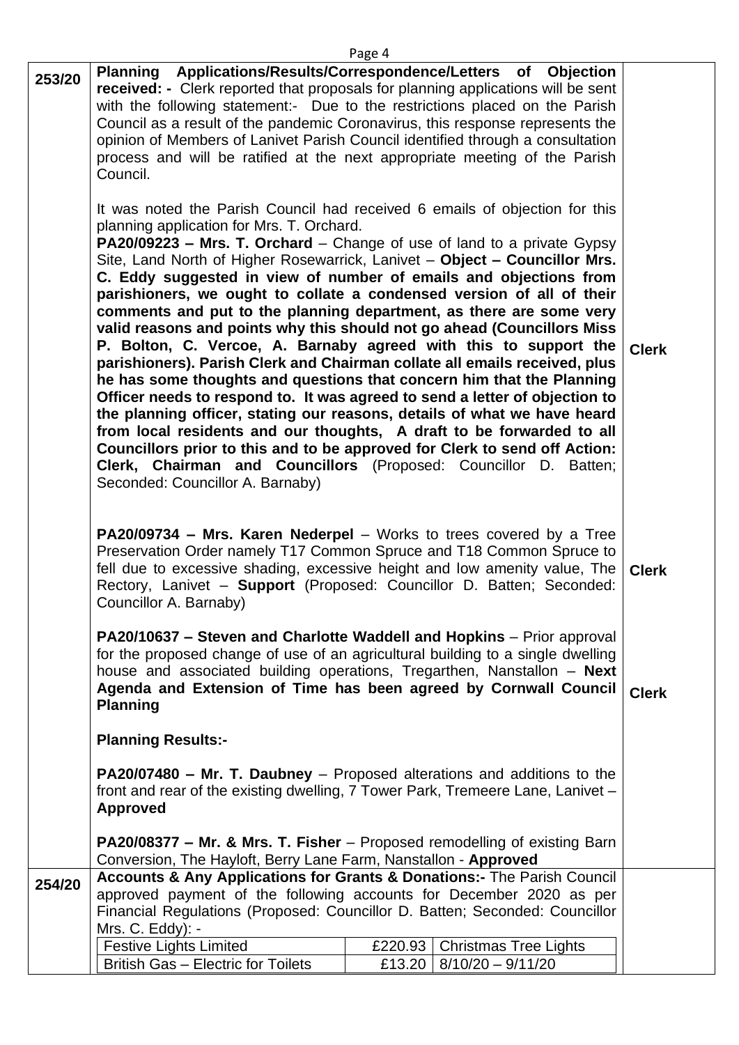| | | |
|---|---|---|
| 253/20 | **Planning Applications/Results/Correspondence/Letters of Objection received: -** Clerk reported that proposals for planning applications will be sent with the following statement:- Due to the restrictions placed on the Parish Council as a result of the pandemic Coronavirus, this response represents the opinion of Members of Lanivet Parish Council identified through a consultation process and will be ratified at the next appropriate meeting of the Parish Council.<br><br>It was noted the Parish Council had received 6 emails of objection for this planning application for Mrs. T. Orchard.<br>**PA20/09223 – Mrs. T. Orchard** – Change of use of land to a private Gypsy Site, Land North of Higher Rosewarrick, Lanivet – **Object – Councillor Mrs. C. Eddy suggested in view of number of emails and objections from parishioners, we ought to collate a condensed version of all of their comments and put to the planning department, as there are some very valid reasons and points why this should not go ahead (Councillors Miss P. Bolton, C. Vercoe, A. Barnaby agreed with this to support the parishioners). Parish Clerk and Chairman collate all emails received, plus he has some thoughts and questions that concern him that the Planning Officer needs to respond to. It was agreed to send a letter of objection to the planning officer, stating our reasons, details of what we have heard from local residents and our thoughts, A draft to be forwarded to all Councillors prior to this and to be approved for Clerk to send off Action: Clerk, Chairman and Councillors** (Proposed: Councillor D. Batten; Seconded: Councillor A. Barnaby) | **Clerk** |
| | **PA20/09734 – Mrs. Karen Nederpel** – Works to trees covered by a Tree Preservation Order namely T17 Common Spruce and T18 Common Spruce to fell due to excessive shading, excessive height and low amenity value, The Rectory, Lanivet – **Support** (Proposed: Councillor D. Batten; Seconded: Councillor A. Barnaby) | **Clerk** |
| | **PA20/10637 – Steven and Charlotte Waddell and Hopkins** – Prior approval for the proposed change of use of an agricultural building to a single dwelling house and associated building operations, Tregarthen, Nanstallon – **Next Agenda and Extension of Time has been agreed by Cornwall Council Planning** | **Clerk** |
| | **Planning Results:-**<br><br>**PA20/07480 – Mr. T. Daubney** – Proposed alterations and additions to the front and rear of the existing dwelling, 7 Tower Park, Tremeere Lane, Lanivet – **Approved**<br><br>**PA20/08377 – Mr. & Mrs. T. Fisher** – Proposed remodelling of existing Barn Conversion, The Hayloft, Berry Lane Farm, Nanstallon - **Approved** | |
| 254/20 | **Accounts & Any Applications for Grants & Donations:-** The Parish Council approved payment of the following accounts for December 2020 as per Financial Regulations (Proposed: Councillor D. Batten; Seconded: Councillor Mrs. C. Eddy): - | |

| | | |
|---|---|---|
| Festive Lights Limited | £220.93 | Christmas Tree Lights |
| British Gas – Electric for Toilets | £13.20 | 8/10/20 – 9/11/20 |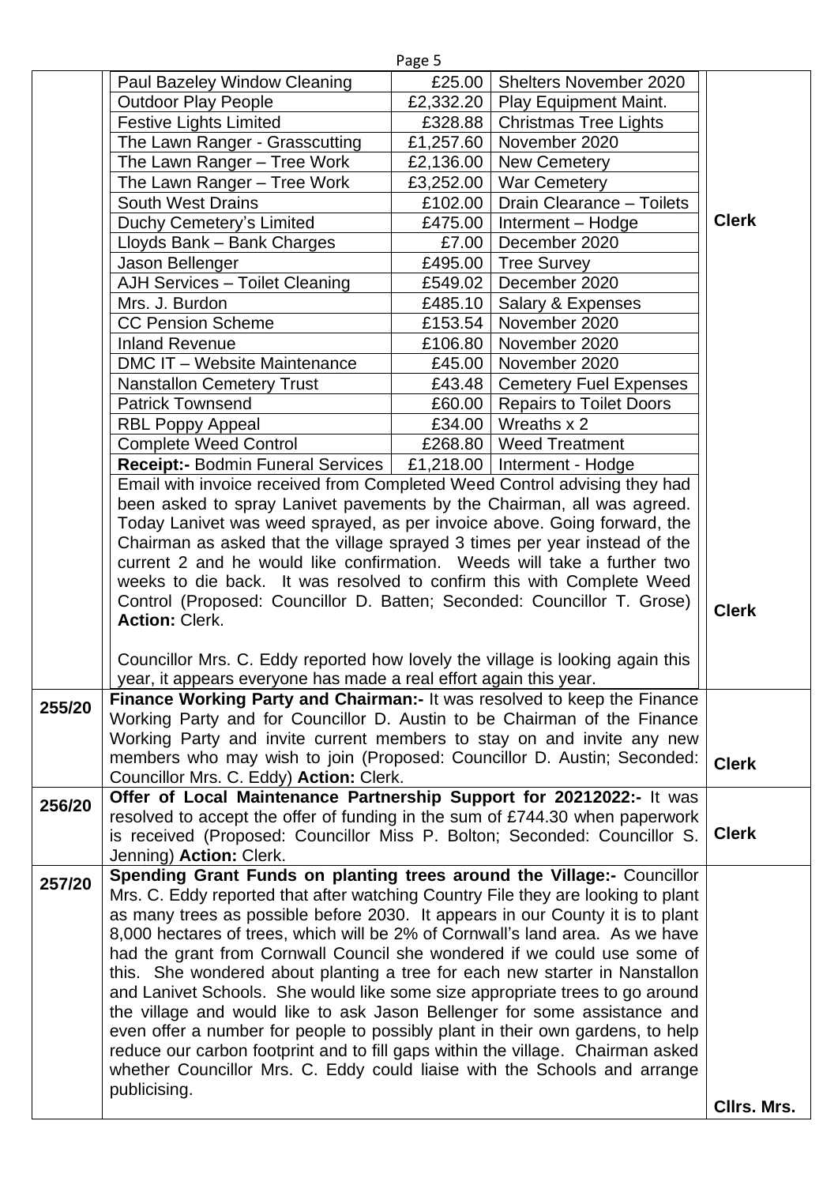| | | | | |
|---|---|---|---|---|
| | Paul Bazeley Window Cleaning | £25.00 | Shelters November 2020 | |
| | Outdoor Play People | £2,332.20 | Play Equipment Maint. | |
| | Festive Lights Limited | £328.88 | Christmas Tree Lights | |
| | The Lawn Ranger - Grasscutting | £1,257.60 | November 2020 | |
| | The Lawn Ranger – Tree Work | £2,136.00 | New Cemetery | |
| | The Lawn Ranger – Tree Work | £3,252.00 | War Cemetery | |
| | South West Drains | £102.00 | Drain Clearance – Toilets | |
| | Duchy Cemetery's Limited | £475.00 | Interment – Hodge | **Clerk** |
| | Lloyds Bank – Bank Charges | £7.00 | December 2020 | |
| | Jason Bellenger | £495.00 | Tree Survey | |
| | AJH Services – Toilet Cleaning | £549.02 | December 2020 | |
| | Mrs. J. Burdon | £485.10 | Salary & Expenses | |
| | CC Pension Scheme | £153.54 | November 2020 | |
| | Inland Revenue | £106.80 | November 2020 | |
| | DMC IT – Website Maintenance | £45.00 | November 2020 | |
| | Nanstallon Cemetery Trust | £43.48 | Cemetery Fuel Expenses | |
| | Patrick Townsend | £60.00 | Repairs to Toilet Doors | |
| | RBL Poppy Appeal | £34.00 | Wreaths x 2 | |
| | Complete Weed Control | £268.80 | Weed Treatment | |
| | **Receipt:-** Bodmin Funeral Services | £1,218.00 | Interment - Hodge | |

Email with invoice received from Completed Weed Control advising they had been asked to spray Lanivet pavements by the Chairman, all was agreed. Today Lanivet was weed sprayed, as per invoice above. Going forward, the Chairman as asked that the village sprayed 3 times per year instead of the current 2 and he would like confirmation. Weeds will take a further two weeks to die back. It was resolved to confirm this with Complete Weed Control (Proposed: Councillor D. Batten; Seconded: Councillor T. Grose) **Action:** Clerk. — **Clerk**

Councillor Mrs. C. Eddy reported how lovely the village is looking again this year, it appears everyone has made a real effort again this year.

**255/20** **Finance Working Party and Chairman:-** It was resolved to keep the Finance Working Party and for Councillor D. Austin to be Chairman of the Finance Working Party and invite current members to stay on and invite any new members who may wish to join (Proposed: Councillor D. Austin; Seconded: Councillor Mrs. C. Eddy) **Action:** Clerk. — **Clerk**

**256/20** **Offer of Local Maintenance Partnership Support for 20212022:-** It was resolved to accept the offer of funding in the sum of £744.30 when paperwork is received (Proposed: Councillor Miss P. Bolton; Seconded: Councillor S. Jenning) **Action:** Clerk. — **Clerk**

**257/20** **Spending Grant Funds on planting trees around the Village:-** Councillor Mrs. C. Eddy reported that after watching Country File they are looking to plant as many trees as possible before 2030. It appears in our County it is to plant 8,000 hectares of trees, which will be 2% of Cornwall's land area. As we have had the grant from Cornwall Council she wondered if we could use some of this. She wondered about planting a tree for each new starter in Nanstallon and Lanivet Schools. She would like some size appropriate trees to go around the village and would like to ask Jason Bellenger for some assistance and even offer a number for people to possibly plant in their own gardens, to help reduce our carbon footprint and to fill gaps within the village. Chairman asked whether Councillor Mrs. C. Eddy could liaise with the Schools and arrange publicising. — **Cllrs. Mrs.**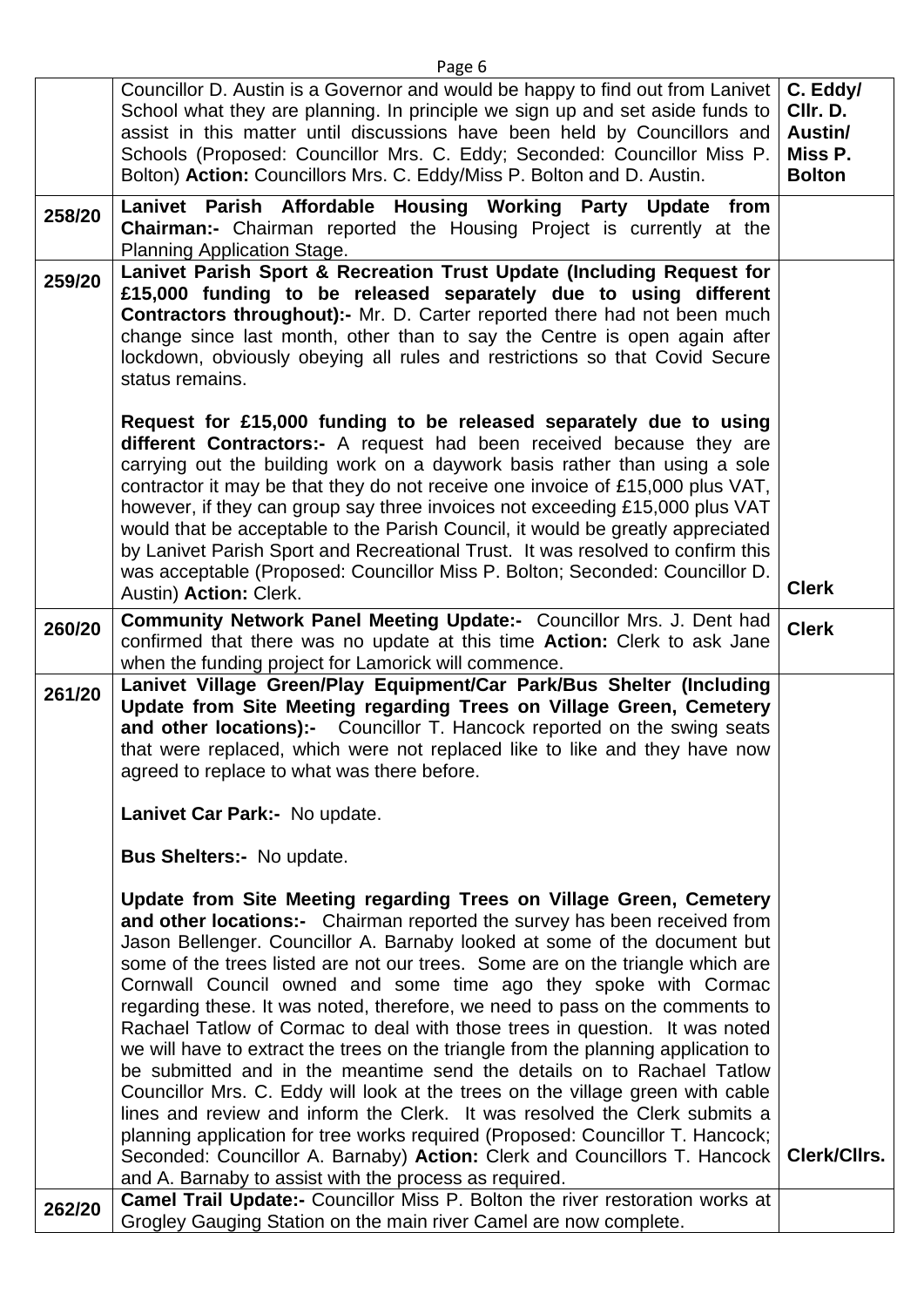| | | |
|---|---|---|
| | Councillor D. Austin is a Governor and would be happy to find out from Lanivet School what they are planning. In principle we sign up and set aside funds to assist in this matter until discussions have been held by Councillors and Schools (Proposed: Councillor Mrs. C. Eddy; Seconded: Councillor Miss P. Bolton) **Action:** Councillors Mrs. C. Eddy/Miss P. Bolton and D. Austin. | **C. Eddy/ Cllr. D. Austin/ Miss P. Bolton** |
| **258/20** | **Lanivet Parish Affordable Housing Working Party Update from Chairman:-** Chairman reported the Housing Project is currently at the Planning Application Stage. | |
| **259/20** | **Lanivet Parish Sport & Recreation Trust Update (Including Request for £15,000 funding to be released separately due to using different Contractors throughout):-** Mr. D. Carter reported there had not been much change since last month, other than to say the Centre is open again after lockdown, obviously obeying all rules and restrictions so that Covid Secure status remains.<br><br>**Request for £15,000 funding to be released separately due to using different Contractors:-** A request had been received because they are carrying out the building work on a daywork basis rather than using a sole contractor it may be that they do not receive one invoice of £15,000 plus VAT, however, if they can group say three invoices not exceeding £15,000 plus VAT would that be acceptable to the Parish Council, it would be greatly appreciated by Lanivet Parish Sport and Recreational Trust. It was resolved to confirm this was acceptable (Proposed: Councillor Miss P. Bolton; Seconded: Councillor D. Austin) **Action:** Clerk. | **Clerk** |
| **260/20** | **Community Network Panel Meeting Update:-** Councillor Mrs. J. Dent had confirmed that there was no update at this time **Action:** Clerk to ask Jane when the funding project for Lamorick will commence. | **Clerk** |
| **261/20** | **Lanivet Village Green/Play Equipment/Car Park/Bus Shelter (Including Update from Site Meeting regarding Trees on Village Green, Cemetery and other locations):-** Councillor T. Hancock reported on the swing seats that were replaced, which were not replaced like to like and they have now agreed to replace to what was there before.<br><br>**Lanivet Car Park:-** No update.<br><br>**Bus Shelters:-** No update.<br><br>**Update from Site Meeting regarding Trees on Village Green, Cemetery and other locations:-** Chairman reported the survey has been received from Jason Bellenger. Councillor A. Barnaby looked at some of the document but some of the trees listed are not our trees. Some are on the triangle which are Cornwall Council owned and some time ago they spoke with Cormac regarding these. It was noted, therefore, we need to pass on the comments to Rachael Tatlow of Cormac to deal with those trees in question. It was noted we will have to extract the trees on the triangle from the planning application to be submitted and in the meantime send the details on to Rachael Tatlow Councillor Mrs. C. Eddy will look at the trees on the village green with cable lines and review and inform the Clerk. It was resolved the Clerk submits a planning application for tree works required (Proposed: Councillor T. Hancock; Seconded: Councillor A. Barnaby) **Action:** Clerk and Councillors T. Hancock and A. Barnaby to assist with the process as required. | **Clerk/Cllrs.** |
| **262/20** | **Camel Trail Update:-** Councillor Miss P. Bolton the river restoration works at Grogley Gauging Station on the main river Camel are now complete. | |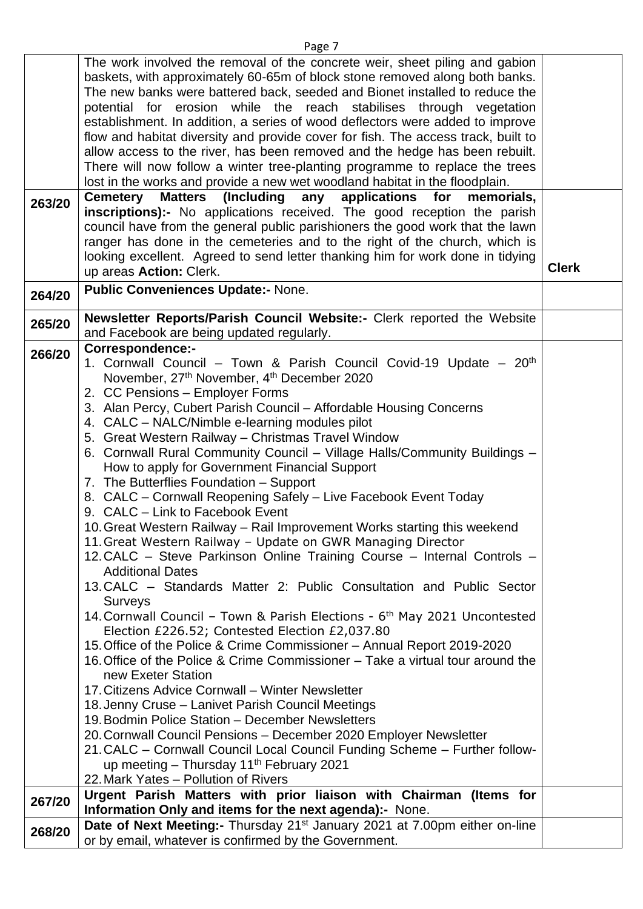| | | |
|---|---|---|
| | The work involved the removal of the concrete weir, sheet piling and gabion baskets, with approximately 60-65m of block stone removed along both banks. The new banks were battered back, seeded and Bionet installed to reduce the potential for erosion while the reach stabilises through vegetation establishment. In addition, a series of wood deflectors were added to improve flow and habitat diversity and provide cover for fish. The access track, built to allow access to the river, has been removed and the hedge has been rebuilt. There will now follow a winter tree-planting programme to replace the trees lost in the works and provide a new wet woodland habitat in the floodplain. | |
| **263/20** | **Cemetery Matters (Including any applications for memorials, inscriptions):-** No applications received. The good reception the parish council have from the general public parishioners the good work that the lawn ranger has done in the cemeteries and to the right of the church, which is looking excellent. Agreed to send letter thanking him for work done in tidying up areas **Action:** Clerk. | **Clerk** |
| **264/20** | **Public Conveniences Update:-** None. | |
| **265/20** | **Newsletter Reports/Parish Council Website:-** Clerk reported the Website and Facebook are being updated regularly. | |
| **266/20** | **Correspondence:-**<br>1. Cornwall Council – Town & Parish Council Covid-19 Update – 20th November, 27th November, 4th December 2020<br>2. CC Pensions – Employer Forms<br>3. Alan Percy, Cubert Parish Council – Affordable Housing Concerns<br>4. CALC – NALC/Nimble e-learning modules pilot<br>5. Great Western Railway – Christmas Travel Window<br>6. Cornwall Rural Community Council – Village Halls/Community Buildings – How to apply for Government Financial Support<br>7. The Butterflies Foundation – Support<br>8. CALC – Cornwall Reopening Safely – Live Facebook Event Today<br>9. CALC – Link to Facebook Event<br>10. Great Western Railway – Rail Improvement Works starting this weekend<br>11. Great Western Railway – Update on GWR Managing Director<br>12. CALC – Steve Parkinson Online Training Course – Internal Controls – Additional Dates<br>13. CALC – Standards Matter 2: Public Consultation and Public Sector Surveys<br>14. Cornwall Council – Town & Parish Elections - 6th May 2021 Uncontested Election £226.52; Contested Election £2,037.80<br>15. Office of the Police & Crime Commissioner – Annual Report 2019-2020<br>16. Office of the Police & Crime Commissioner – Take a virtual tour around the new Exeter Station<br>17. Citizens Advice Cornwall – Winter Newsletter<br>18. Jenny Cruse – Lanivet Parish Council Meetings<br>19. Bodmin Police Station – December Newsletters<br>20. Cornwall Council Pensions – December 2020 Employer Newsletter<br>21. CALC – Cornwall Council Local Council Funding Scheme – Further follow-up meeting – Thursday 11th February 2021<br>22. Mark Yates – Pollution of Rivers | |
| **267/20** | **Urgent Parish Matters with prior liaison with Chairman (Items for Information Only and items for the next agenda):-** None. | |
| **268/20** | **Date of Next Meeting:-** Thursday 21st January 2021 at 7.00pm either on-line or by email, whatever is confirmed by the Government. | |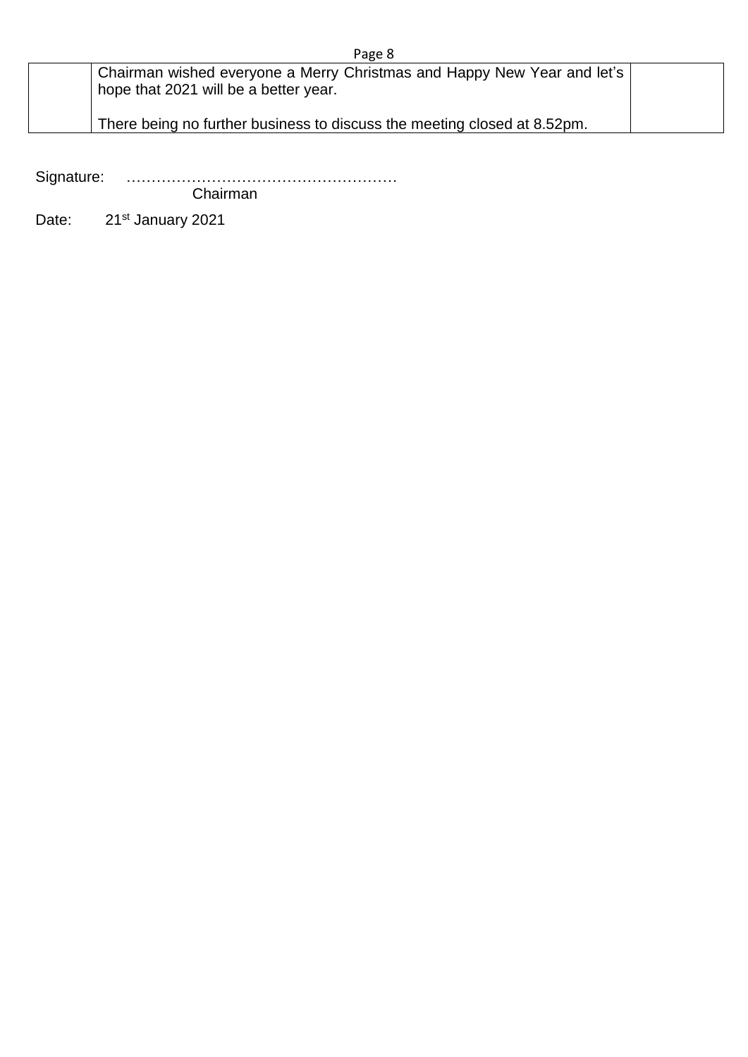| | | |
|---|---|---|
| | Chairman wished everyone a Merry Christmas and Happy New Year and let's hope that 2021 will be a better year.<br><br>There being no further business to discuss the meeting closed at 8.52pm. | |

Signature: ………………………………………………
Chairman

Date: 21st January 2021